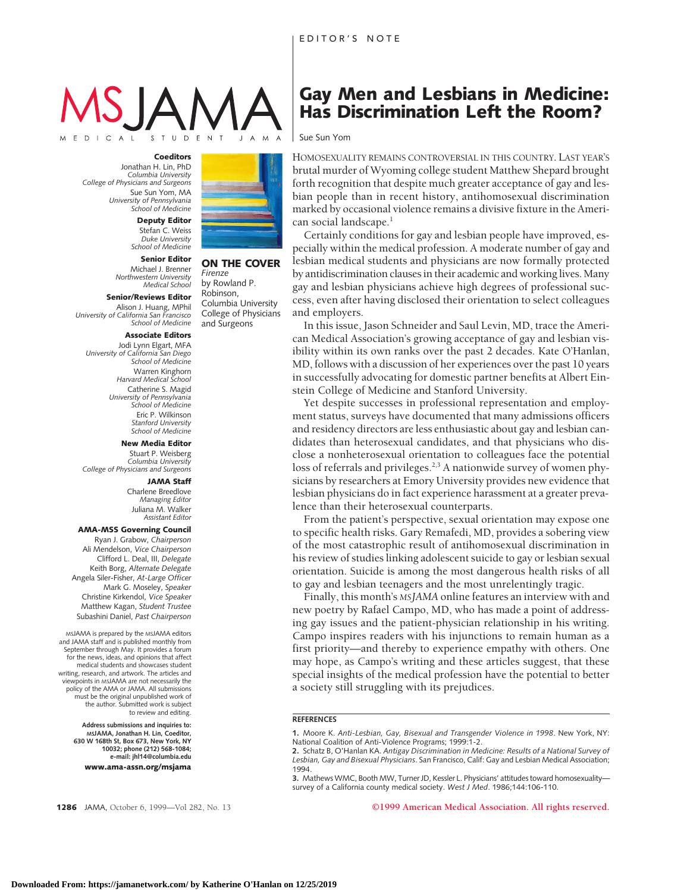EDITOR'S NOTE

# MSJAMA

MEDICAL STUDENT JAMA

**Coeditors**
Jonathan H. Lin, PhD
*Columbia University College of Physicians and Surgeons*
Sue Sun Yom, MA
*University of Pennsylvania School of Medicine*

**Deputy Editor**
Stefan C. Weiss
*Duke University School of Medicine*

**Senior Editor**
Michael J. Brenner
*Northwestern University Medical School*

**Senior/Reviews Editor**
Alison J. Huang, MPhil
*University of California San Francisco School of Medicine*

**Associate Editors**
Jodi Lynn Elgart, MFA
*University of California San Diego School of Medicine*
Warren Kinghorn
*Harvard Medical School*
Catherine S. Magid
*University of Pennsylvania School of Medicine*
Eric P. Wilkinson
*Stanford University School of Medicine*

**New Media Editor**
Stuart P. Weisberg
*Columbia University College of Physicians and Surgeons*

**JAMA Staff**
Charlene Breedlove
*Managing Editor*
Juliana M. Walker
*Assistant Editor*

**AMA-MSS Governing Council**
Ryan J. Grabow, *Chairperson*
Ali Mendelson, *Vice Chairperson*
Clifford L. Deal, III, *Delegate*
Keith Borg, *Alternate Delegate*
Angela Siler-Fisher, *At-Large Officer*
Mark G. Moseley, *Speaker*
Christine Kirkendol, *Vice Speaker*
Matthew Kagan, *Student Trustee*
Subashini Daniel, *Past Chairperson*

MSJAMA is prepared by the MSJAMA editors and JAMA staff and is published monthly from September through May. It provides a forum for the news, ideas, and opinions that affect medical students and showcases student writing, research, and artwork. The articles and viewpoints in MSJAMA are not necessarily the policy of the AMA or JAMA. All submissions must be the original unpublished work of the author. Submitted work is subject to review and editing.

**Address submissions and inquiries to: MSJAMA, Jonathan H. Lin, Coeditor, 630 W 168th St, Box 673, New York, NY 10032; phone (212) 568-1084; e-mail: jhl14@columbia.edu**

**www.ama-assn.org/msjama**

**ON THE COVER**
*Firenze*
by Rowland P. Robinson, Columbia University College of Physicians and Surgeons

## Gay Men and Lesbians in Medicine: Has Discrimination Left the Room?

Sue Sun Yom

HOMOSEXUALITY REMAINS CONTROVERSIAL IN THIS COUNTRY. LAST YEAR'S brutal murder of Wyoming college student Matthew Shepard brought forth recognition that despite much greater acceptance of gay and lesbian people than in recent history, antihomosexual discrimination marked by occasional violence remains a divisive fixture in the American social landscape.[1]

Certainly conditions for gay and lesbian people have improved, especially within the medical profession. A moderate number of gay and lesbian medical students and physicians are now formally protected by antidiscrimination clauses in their academic and working lives. Many gay and lesbian physicians achieve high degrees of professional success, even after having disclosed their orientation to select colleagues and employers.

In this issue, Jason Schneider and Saul Levin, MD, trace the American Medical Association's growing acceptance of gay and lesbian visibility within its own ranks over the past 2 decades. Kate O'Hanlan, MD, follows with a discussion of her experiences over the past 10 years in successfully advocating for domestic partner benefits at Albert Einstein College of Medicine and Stanford University.

Yet despite successes in professional representation and employment status, surveys have documented that many admissions officers and residency directors are less enthusiastic about gay and lesbian candidates than heterosexual candidates, and that physicians who disclose a nonheterosexual orientation to colleagues face the potential loss of referrals and privileges.[2,3] A nationwide survey of women physicians by researchers at Emory University provides new evidence that lesbian physicians do in fact experience harassment at a greater prevalence than their heterosexual counterparts.

From the patient's perspective, sexual orientation may expose one to specific health risks. Gary Remafedi, MD, provides a sobering view of the most catastrophic result of antihomosexual discrimination in his review of studies linking adolescent suicide to gay or lesbian sexual orientation. Suicide is among the most dangerous health risks of all to gay and lesbian teenagers and the most unrelentingly tragic.

Finally, this month's *MSJAMA* online features an interview with and new poetry by Rafael Campo, MD, who has made a point of addressing gay issues and the patient-physician relationship in his writing. Campo inspires readers with his injunctions to remain human as a first priority—and thereby to experience empathy with others. One may hope, as Campo's writing and these articles suggest, that these special insights of the medical profession have the potential to better a society still struggling with its prejudices.

### REFERENCES

1. Moore K. *Anti-Lesbian, Gay, Bisexual and Transgender Violence in 1998*. New York, NY: National Coalition of Anti-Violence Programs; 1999:1-2.
2. Schatz B, O'Hanlan KA. *Antigay Discrimination in Medicine: Results of a National Survey of Lesbian, Gay and Bisexual Physicians*. San Francisco, Calif: Gay and Lesbian Medical Association; 1994.
3. Mathews WMC, Booth MW, Turner JD, Kessler L. Physicians' attitudes toward homosexuality—survey of a California county medical society. *West J Med*. 1986;144:106-110.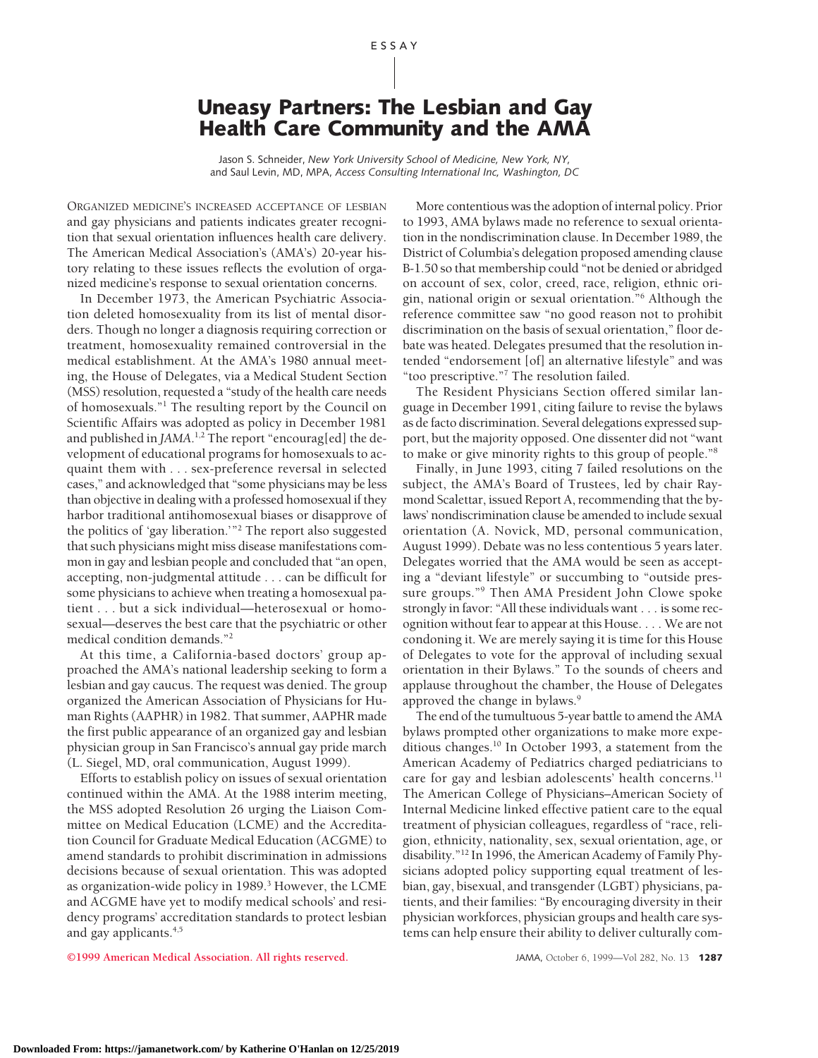ESSAY

# Uneasy Partners: The Lesbian and Gay Health Care Community and the AMA

Jason S. Schneider, *New York University School of Medicine, New York, NY,* and Saul Levin, MD, MPA, *Access Consulting International Inc, Washington, DC*

ORGANIZED MEDICINE'S INCREASED ACCEPTANCE OF LESBIAN and gay physicians and patients indicates greater recognition that sexual orientation influences health care delivery. The American Medical Association's (AMA's) 20-year history relating to these issues reflects the evolution of organized medicine's response to sexual orientation concerns.

In December 1973, the American Psychiatric Association deleted homosexuality from its list of mental disorders. Though no longer a diagnosis requiring correction or treatment, homosexuality remained controversial in the medical establishment. At the AMA's 1980 annual meeting, the House of Delegates, via a Medical Student Section (MSS) resolution, requested a "study of the health care needs of homosexuals."[1] The resulting report by the Council on Scientific Affairs was adopted as policy in December 1981 and published in *JAMA*.[1,2] The report "encourag[ed] the development of educational programs for homosexuals to acquaint them with . . . sex-preference reversal in selected cases," and acknowledged that "some physicians may be less than objective in dealing with a professed homosexual if they harbor traditional antihomosexual biases or disapprove of the politics of 'gay liberation.'"[2] The report also suggested that such physicians might miss disease manifestations common in gay and lesbian people and concluded that "an open, accepting, non-judgmental attitude . . . can be difficult for some physicians to achieve when treating a homosexual patient . . . but a sick individual—heterosexual or homosexual—deserves the best care that the psychiatric or other medical condition demands."[2]

At this time, a California-based doctors' group approached the AMA's national leadership seeking to form a lesbian and gay caucus. The request was denied. The group organized the American Association of Physicians for Human Rights (AAPHR) in 1982. That summer, AAPHR made the first public appearance of an organized gay and lesbian physician group in San Francisco's annual gay pride march (L. Siegel, MD, oral communication, August 1999).

Efforts to establish policy on issues of sexual orientation continued within the AMA. At the 1988 interim meeting, the MSS adopted Resolution 26 urging the Liaison Committee on Medical Education (LCME) and the Accreditation Council for Graduate Medical Education (ACGME) to amend standards to prohibit discrimination in admissions decisions because of sexual orientation. This was adopted as organization-wide policy in 1989.[3] However, the LCME and ACGME have yet to modify medical schools' and residency programs' accreditation standards to protect lesbian and gay applicants.[4,5]

More contentious was the adoption of internal policy. Prior to 1993, AMA bylaws made no reference to sexual orientation in the nondiscrimination clause. In December 1989, the District of Columbia's delegation proposed amending clause B-1.50 so that membership could "not be denied or abridged on account of sex, color, creed, race, religion, ethnic origin, national origin or sexual orientation."[6] Although the reference committee saw "no good reason not to prohibit discrimination on the basis of sexual orientation," floor debate was heated. Delegates presumed that the resolution intended "endorsement [of] an alternative lifestyle" and was "too prescriptive."[7] The resolution failed.

The Resident Physicians Section offered similar language in December 1991, citing failure to revise the bylaws as de facto discrimination. Several delegations expressed support, but the majority opposed. One dissenter did not "want to make or give minority rights to this group of people."[8]

Finally, in June 1993, citing 7 failed resolutions on the subject, the AMA's Board of Trustees, led by chair Raymond Scalettar, issued Report A, recommending that the bylaws' nondiscrimination clause be amended to include sexual orientation (A. Novick, MD, personal communication, August 1999). Debate was no less contentious 5 years later. Delegates worried that the AMA would be seen as accepting a "deviant lifestyle" or succumbing to "outside pressure groups."[9] Then AMA President John Clowe spoke strongly in favor: "All these individuals want . . . is some recognition without fear to appear at this House. . . . We are not condoning it. We are merely saying it is time for this House of Delegates to vote for the approval of including sexual orientation in their Bylaws." To the sounds of cheers and applause throughout the chamber, the House of Delegates approved the change in bylaws.[9]

The end of the tumultuous 5-year battle to amend the AMA bylaws prompted other organizations to make more expeditious changes.[10] In October 1993, a statement from the American Academy of Pediatrics charged pediatricians to care for gay and lesbian adolescents' health concerns.[11] The American College of Physicians–American Society of Internal Medicine linked effective patient care to the equal treatment of physician colleagues, regardless of "race, religion, ethnicity, nationality, sex, sexual orientation, age, or disability."[12] In 1996, the American Academy of Family Physicians adopted policy supporting equal treatment of lesbian, gay, bisexual, and transgender (LGBT) physicians, patients, and their families: "By encouraging diversity in their physician workforces, physician groups and health care systems can help ensure their ability to deliver culturally com-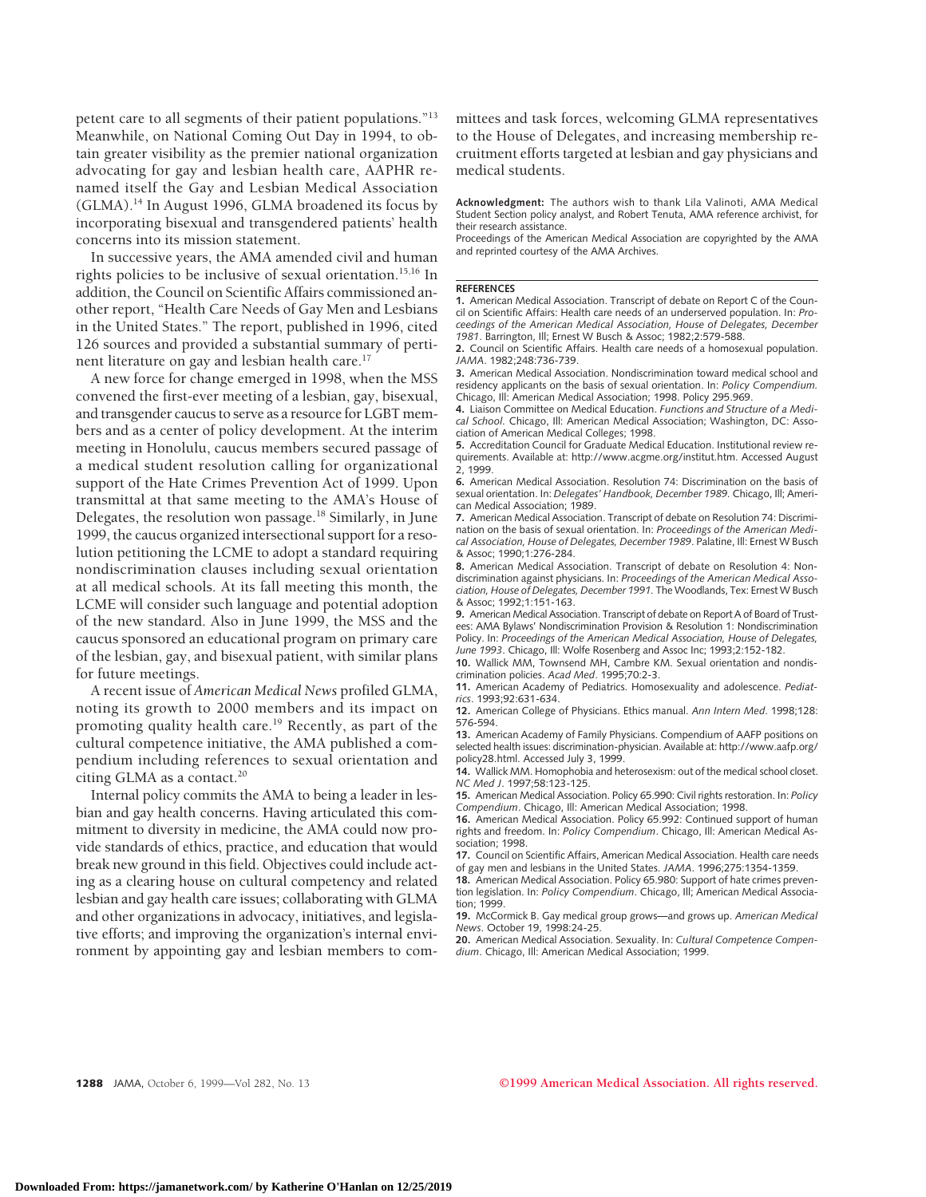petent care to all segments of their patient populations."[13] Meanwhile, on National Coming Out Day in 1994, to obtain greater visibility as the premier national organization advocating for gay and lesbian health care, AAPHR renamed itself the Gay and Lesbian Medical Association (GLMA).[14] In August 1996, GLMA broadened its focus by incorporating bisexual and transgendered patients' health concerns into its mission statement.

In successive years, the AMA amended civil and human rights policies to be inclusive of sexual orientation.[15,16] In addition, the Council on Scientific Affairs commissioned another report, "Health Care Needs of Gay Men and Lesbians in the United States." The report, published in 1996, cited 126 sources and provided a substantial summary of pertinent literature on gay and lesbian health care.[17]

A new force for change emerged in 1998, when the MSS convened the first-ever meeting of a lesbian, gay, bisexual, and transgender caucus to serve as a resource for LGBT members and as a center of policy development. At the interim meeting in Honolulu, caucus members secured passage of a medical student resolution calling for organizational support of the Hate Crimes Prevention Act of 1999. Upon transmittal at that same meeting to the AMA's House of Delegates, the resolution won passage.[18] Similarly, in June 1999, the caucus organized intersectional support for a resolution petitioning the LCME to adopt a standard requiring nondiscrimination clauses including sexual orientation at all medical schools. At its fall meeting this month, the LCME will consider such language and potential adoption of the new standard. Also in June 1999, the MSS and the caucus sponsored an educational program on primary care of the lesbian, gay, and bisexual patient, with similar plans for future meetings.

A recent issue of *American Medical News* profiled GLMA, noting its growth to 2000 members and its impact on promoting quality health care.[19] Recently, as part of the cultural competence initiative, the AMA published a compendium including references to sexual orientation and citing GLMA as a contact.[20]

Internal policy commits the AMA to being a leader in lesbian and gay health concerns. Having articulated this commitment to diversity in medicine, the AMA could now provide standards of ethics, practice, and education that would break new ground in this field. Objectives could include acting as a clearing house on cultural competency and related lesbian and gay health care issues; collaborating with GLMA and other organizations in advocacy, initiatives, and legislative efforts; and improving the organization's internal environment by appointing gay and lesbian members to committees and task forces, welcoming GLMA representatives to the House of Delegates, and increasing membership recruitment efforts targeted at lesbian and gay physicians and medical students.

**Acknowledgment:** The authors wish to thank Lila Valinoti, AMA Medical Student Section policy analyst, and Robert Tenuta, AMA reference archivist, for their research assistance.

Proceedings of the American Medical Association are copyrighted by the AMA and reprinted courtesy of the AMA Archives.

## REFERENCES

1. American Medical Association. Transcript of debate on Report C of the Council on Scientific Affairs: Health care needs of an underserved population. In: *Proceedings of the American Medical Association, House of Delegates, December 1981*. Barrington, Ill; Ernest W Busch & Assoc; 1982;2:579-588.
2. Council on Scientific Affairs. Health care needs of a homosexual population. *JAMA*. 1982;248:736-739.
3. American Medical Association. Nondiscrimination toward medical school and residency applicants on the basis of sexual orientation. In: *Policy Compendium.* Chicago, Ill: American Medical Association; 1998. Policy 295.969.
4. Liaison Committee on Medical Education. *Functions and Structure of a Medical School.* Chicago, Ill: American Medical Association; Washington, DC: Association of American Medical Colleges; 1998.
5. Accreditation Council for Graduate Medical Education. Institutional review requirements. Available at: http://www.acgme.org/institut.htm. Accessed August 2, 1999.
6. American Medical Association. Resolution 74: Discrimination on the basis of sexual orientation. In: *Delegates' Handbook, December 1989*. Chicago, Ill; American Medical Association; 1989.
7. American Medical Association. Transcript of debate on Resolution 74: Discrimination on the basis of sexual orientation. In: *Proceedings of the American Medical Association, House of Delegates, December 1989*. Palatine, Ill: Ernest W Busch & Assoc; 1990;1:276-284.
8. American Medical Association. Transcript of debate on Resolution 4: Nondiscrimination against physicians. In: *Proceedings of the American Medical Association, House of Delegates, December 1991.* The Woodlands, Tex: Ernest W Busch & Assoc; 1992;1:151-163.
9. American Medical Association. Transcript of debate on Report A of Board of Trustees: AMA Bylaws' Nondiscrimination Provision & Resolution 1: Nondiscrimination Policy. In: *Proceedings of the American Medical Association, House of Delegates, June 1993*. Chicago, Ill: Wolfe Rosenberg and Assoc Inc; 1993;2:152-182.
10. Wallick MM, Townsend MH, Cambre KM. Sexual orientation and nondiscrimination policies. *Acad Med*. 1995;70:2-3.
11. American Academy of Pediatrics. Homosexuality and adolescence. *Pediatrics*. 1993;92:631-634.
12. American College of Physicians. Ethics manual. *Ann Intern Med*. 1998;128: 576-594.
13. American Academy of Family Physicians. Compendium of AAFP positions on selected health issues: discrimination-physician. Available at: http://www.aafp.org/policy28.html. Accessed July 3, 1999.
14. Wallick MM. Homophobia and heterosexism: out of the medical school closet. *NC Med J*. 1997;58:123-125.
15. American Medical Association. Policy 65.990: Civil rights restoration. In: *Policy Compendium*. Chicago, Ill: American Medical Association; 1998.
16. American Medical Association. Policy 65.992: Continued support of human rights and freedom. In: *Policy Compendium*. Chicago, Ill: American Medical Association; 1998.
17. Council on Scientific Affairs, American Medical Association. Health care needs of gay men and lesbians in the United States. *JAMA*. 1996;275:1354-1359.
18. American Medical Association. Policy 65.980: Support of hate crimes prevention legislation. In: *Policy Compendium*. Chicago, Ill; American Medical Association; 1999.
19. McCormick B. Gay medical group grows—and grows up. *American Medical News*. October 19, 1998:24-25.
20. American Medical Association. Sexuality. In: *Cultural Competence Compendium*. Chicago, Ill: American Medical Association; 1999.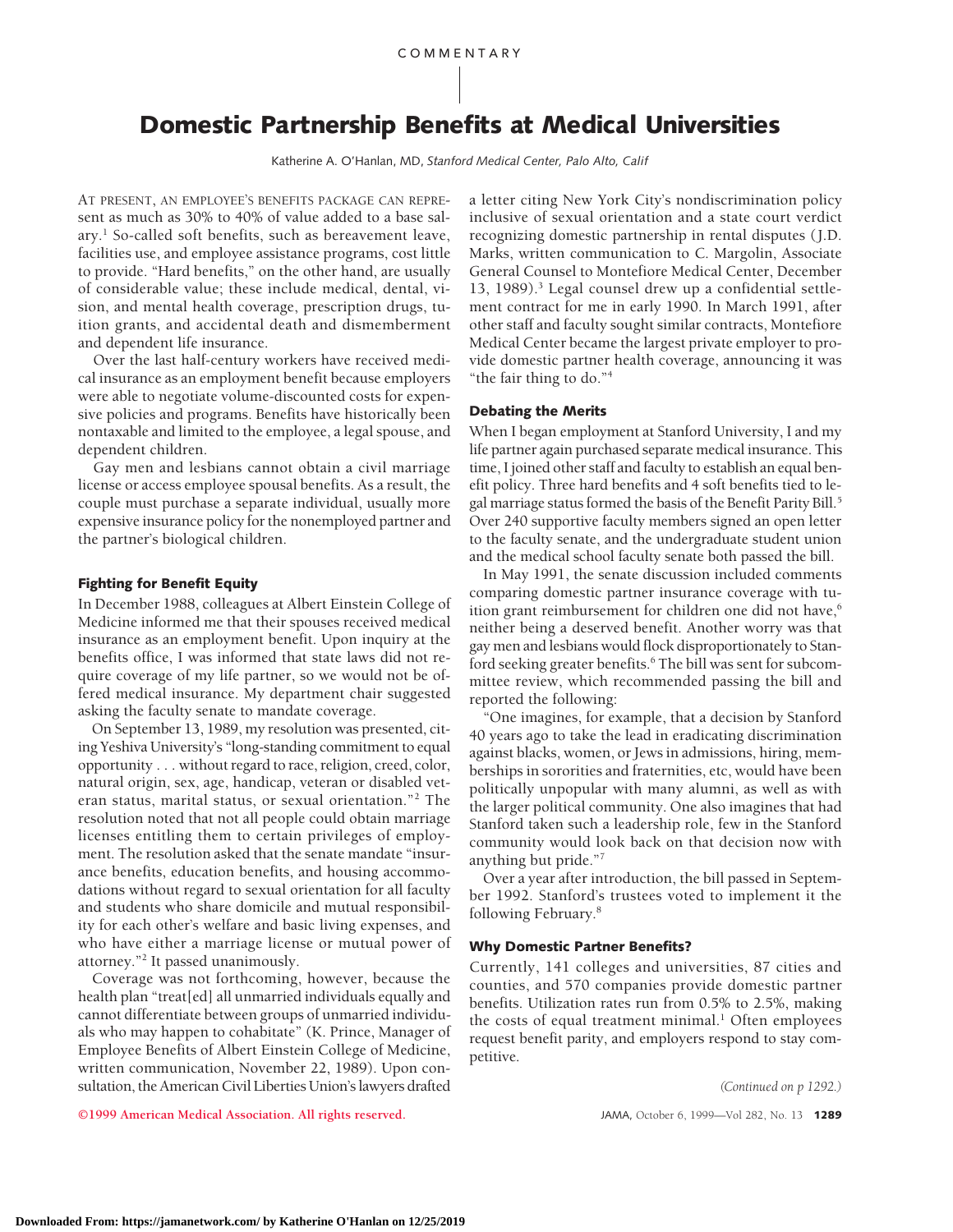COMMENTARY

# Domestic Partnership Benefits at Medical Universities

Katherine A. O'Hanlan, MD, *Stanford Medical Center, Palo Alto, Calif*

At present, an employee's benefits package can represent as much as 30% to 40% of value added to a base salary.[1] So-called soft benefits, such as bereavement leave, facilities use, and employee assistance programs, cost little to provide. "Hard benefits," on the other hand, are usually of considerable value; these include medical, dental, vision, and mental health coverage, prescription drugs, tuition grants, and accidental death and dismemberment and dependent life insurance.

Over the last half-century workers have received medical insurance as an employment benefit because employers were able to negotiate volume-discounted costs for expensive policies and programs. Benefits have historically been nontaxable and limited to the employee, a legal spouse, and dependent children.

Gay men and lesbians cannot obtain a civil marriage license or access employee spousal benefits. As a result, the couple must purchase a separate individual, usually more expensive insurance policy for the nonemployed partner and the partner's biological children.

### Fighting for Benefit Equity

In December 1988, colleagues at Albert Einstein College of Medicine informed me that their spouses received medical insurance as an employment benefit. Upon inquiry at the benefits office, I was informed that state laws did not require coverage of my life partner, so we would not be offered medical insurance. My department chair suggested asking the faculty senate to mandate coverage.

On September 13, 1989, my resolution was presented, citing Yeshiva University's "long-standing commitment to equal opportunity . . . without regard to race, religion, creed, color, natural origin, sex, age, handicap, veteran or disabled veteran status, marital status, or sexual orientation."[2] The resolution noted that not all people could obtain marriage licenses entitling them to certain privileges of employment. The resolution asked that the senate mandate "insurance benefits, education benefits, and housing accommodations without regard to sexual orientation for all faculty and students who share domicile and mutual responsibility for each other's welfare and basic living expenses, and who have either a marriage license or mutual power of attorney."[2] It passed unanimously.

Coverage was not forthcoming, however, because the health plan "treat[ed] all unmarried individuals equally and cannot differentiate between groups of unmarried individuals who may happen to cohabitate" (K. Prince, Manager of Employee Benefits of Albert Einstein College of Medicine, written communication, November 22, 1989). Upon consultation, the American Civil Liberties Union's lawyers drafted a letter citing New York City's nondiscrimination policy inclusive of sexual orientation and a state court verdict recognizing domestic partnership in rental disputes (J.D. Marks, written communication to C. Margolin, Associate General Counsel to Montefiore Medical Center, December 13, 1989).[3] Legal counsel drew up a confidential settlement contract for me in early 1990. In March 1991, after other staff and faculty sought similar contracts, Montefiore Medical Center became the largest private employer to provide domestic partner health coverage, announcing it was "the fair thing to do."[4]

### Debating the Merits

When I began employment at Stanford University, I and my life partner again purchased separate medical insurance. This time, I joined other staff and faculty to establish an equal benefit policy. Three hard benefits and 4 soft benefits tied to legal marriage status formed the basis of the Benefit Parity Bill.[5] Over 240 supportive faculty members signed an open letter to the faculty senate, and the undergraduate student union and the medical school faculty senate both passed the bill.

In May 1991, the senate discussion included comments comparing domestic partner insurance coverage with tuition grant reimbursement for children one did not have,[6] neither being a deserved benefit. Another worry was that gay men and lesbians would flock disproportionately to Stanford seeking greater benefits.[6] The bill was sent for subcommittee review, which recommended passing the bill and reported the following:

"One imagines, for example, that a decision by Stanford 40 years ago to take the lead in eradicating discrimination against blacks, women, or Jews in admissions, hiring, memberships in sororities and fraternities, etc, would have been politically unpopular with many alumni, as well as with the larger political community. One also imagines that had Stanford taken such a leadership role, few in the Stanford community would look back on that decision now with anything but pride."[7]

Over a year after introduction, the bill passed in September 1992. Stanford's trustees voted to implement it the following February.[8]

### Why Domestic Partner Benefits?

Currently, 141 colleges and universities, 87 cities and counties, and 570 companies provide domestic partner benefits. Utilization rates run from 0.5% to 2.5%, making the costs of equal treatment minimal.[1] Often employees request benefit parity, and employers respond to stay competitive.

*(Continued on p 1292.)*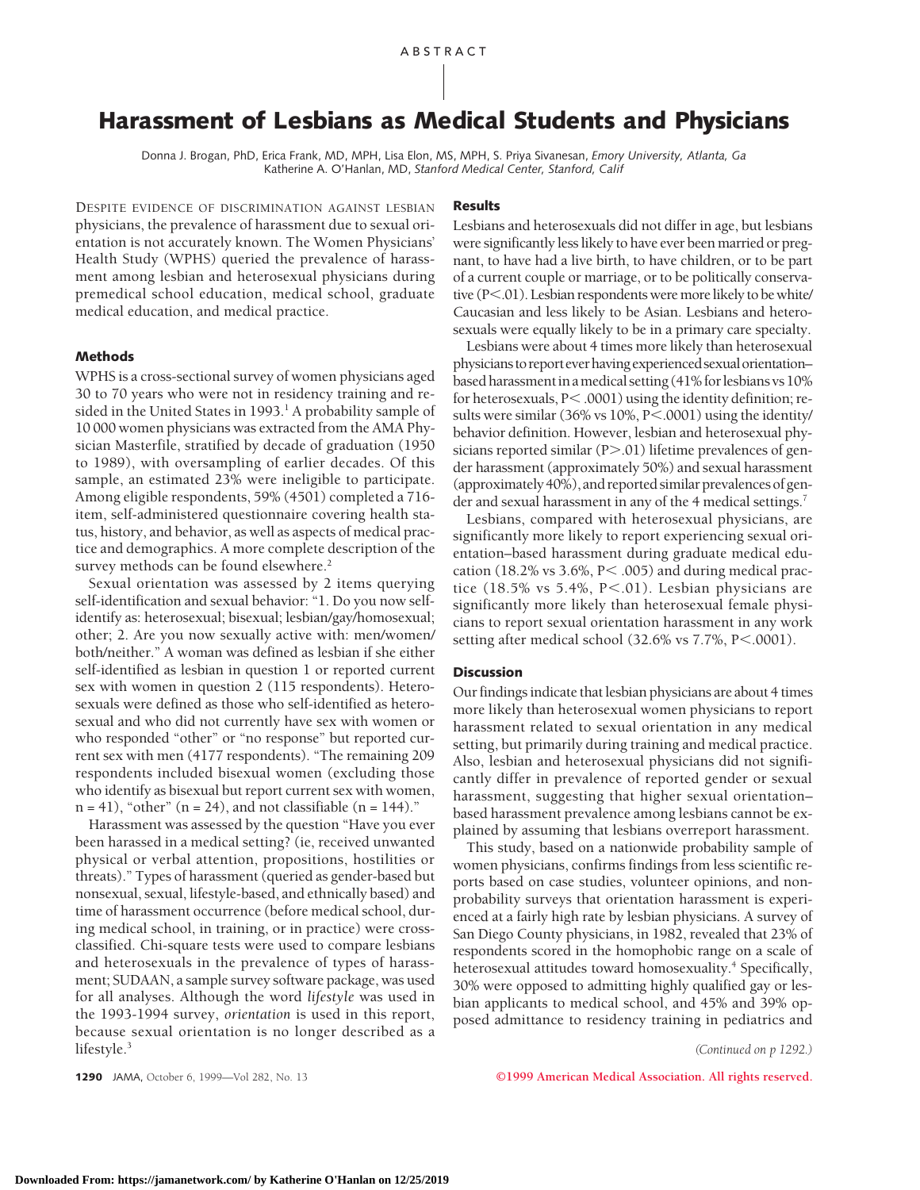ABSTRACT

# Harassment of Lesbians as Medical Students and Physicians

Donna J. Brogan, PhD, Erica Frank, MD, MPH, Lisa Elon, MS, MPH, S. Priya Sivanesan, *Emory University, Atlanta, Ga*
Katherine A. O'Hanlan, MD, *Stanford Medical Center, Stanford, Calif*

DESPITE EVIDENCE OF DISCRIMINATION AGAINST LESBIAN physicians, the prevalence of harassment due to sexual orientation is not accurately known. The Women Physicians' Health Study (WPHS) queried the prevalence of harassment among lesbian and heterosexual physicians during premedical school education, medical school, graduate medical education, and medical practice.

## Methods

WPHS is a cross-sectional survey of women physicians aged 30 to 70 years who were not in residency training and resided in the United States in 1993.[1] A probability sample of 10 000 women physicians was extracted from the AMA Physician Masterfile, stratified by decade of graduation (1950 to 1989), with oversampling of earlier decades. Of this sample, an estimated 23% were ineligible to participate. Among eligible respondents, 59% (4501) completed a 716-item, self-administered questionnaire covering health status, history, and behavior, as well as aspects of medical practice and demographics. A more complete description of the survey methods can be found elsewhere.[2]

Sexual orientation was assessed by 2 items querying self-identification and sexual behavior: "1. Do you now self-identify as: heterosexual; bisexual; lesbian/gay/homosexual; other; 2. Are you now sexually active with: men/women/both/neither." A woman was defined as lesbian if she either self-identified as lesbian in question 1 or reported current sex with women in question 2 (115 respondents). Heterosexuals were defined as those who self-identified as heterosexual and who did not currently have sex with women or who responded "other" or "no response" but reported current sex with men (4177 respondents). "The remaining 209 respondents included bisexual women (excluding those who identify as bisexual but report current sex with women, n = 41), "other" (n = 24), and not classifiable (n = 144)."

Harassment was assessed by the question "Have you ever been harassed in a medical setting? (ie, received unwanted physical or verbal attention, propositions, hostilities or threats)." Types of harassment (queried as gender-based but nonsexual, sexual, lifestyle-based, and ethnically based) and time of harassment occurrence (before medical school, during medical school, in training, or in practice) were cross-classified. Chi-square tests were used to compare lesbians and heterosexuals in the prevalence of types of harassment; SUDAAN, a sample survey software package, was used for all analyses. Although the word *lifestyle* was used in the 1993-1994 survey, *orientation* is used in this report, because sexual orientation is no longer described as a lifestyle.[3]

## Results

Lesbians and heterosexuals did not differ in age, but lesbians were significantly less likely to have ever been married or pregnant, to have had a live birth, to have children, or to be part of a current couple or marriage, or to be politically conservative ($P<.01$). Lesbian respondents were more likely to be white/Caucasian and less likely to be Asian. Lesbians and heterosexuals were equally likely to be in a primary care specialty.

Lesbians were about 4 times more likely than heterosexual physicians to report ever having experienced sexual orientation–based harassment in a medical setting (41% for lesbians vs 10% for heterosexuals, $P<.0001$) using the identity definition; results were similar (36% vs 10%, $P<.0001$) using the identity/behavior definition. However, lesbian and heterosexual physicians reported similar ($P>.01$) lifetime prevalences of gender harassment (approximately 50%) and sexual harassment (approximately 40%), and reported similar prevalences of gender and sexual harassment in any of the 4 medical settings.[7]

Lesbians, compared with heterosexual physicians, are significantly more likely to report experiencing sexual orientation–based harassment during graduate medical education (18.2% vs 3.6%, $P<.005$) and during medical practice (18.5% vs 5.4%, $P<.01$). Lesbian physicians are significantly more likely than heterosexual female physicians to report sexual orientation harassment in any work setting after medical school (32.6% vs 7.7%, $P<.0001$).

## Discussion

Our findings indicate that lesbian physicians are about 4 times more likely than heterosexual women physicians to report harassment related to sexual orientation in any medical setting, but primarily during training and medical practice. Also, lesbian and heterosexual physicians did not significantly differ in prevalence of reported gender or sexual harassment, suggesting that higher sexual orientation–based harassment prevalence among lesbians cannot be explained by assuming that lesbians overreport harassment.

This study, based on a nationwide probability sample of women physicians, confirms findings from less scientific reports based on case studies, volunteer opinions, and non-probability surveys that orientation harassment is experienced at a fairly high rate by lesbian physicians. A survey of San Diego County physicians, in 1982, revealed that 23% of respondents scored in the homophobic range on a scale of heterosexual attitudes toward homosexuality.[4] Specifically, 30% were opposed to admitting highly qualified gay or lesbian applicants to medical school, and 45% and 39% opposed admittance to residency training in pediatrics and

*(Continued on p 1292.)*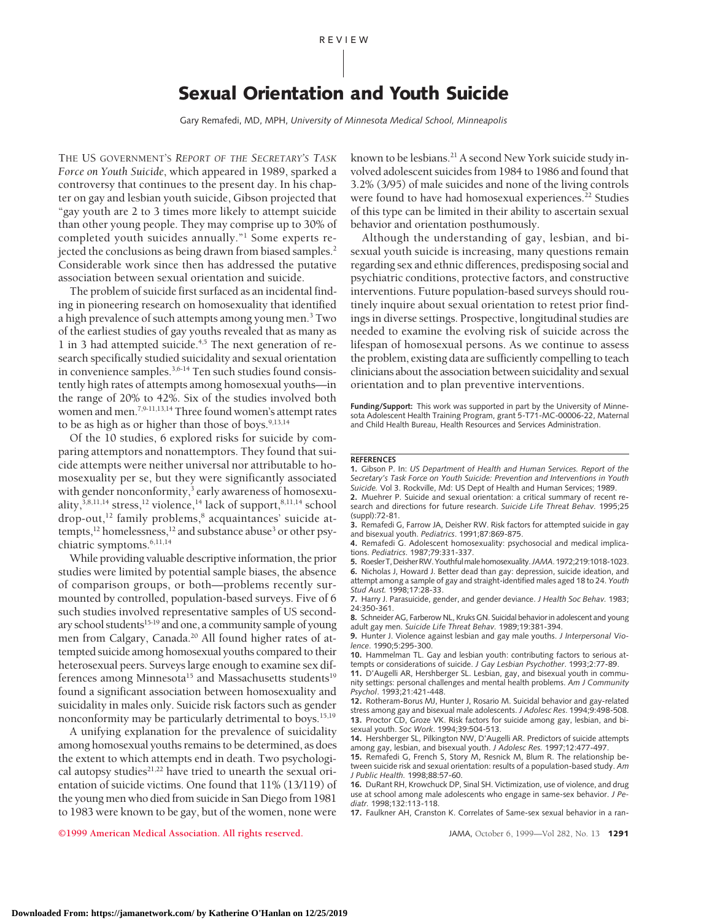# Sexual Orientation and Youth Suicide

Gary Remafedi, MD, MPH, *University of Minnesota Medical School, Minneapolis*

THE US GOVERNMENT'S *REPORT OF THE SECRETARY'S TASK Force on Youth Suicide*, which appeared in 1989, sparked a controversy that continues to the present day. In his chapter on gay and lesbian youth suicide, Gibson projected that "gay youth are 2 to 3 times more likely to attempt suicide than other young people. They may comprise up to 30% of completed youth suicides annually."[1] Some experts rejected the conclusions as being drawn from biased samples.[2] Considerable work since then has addressed the putative association between sexual orientation and suicide.

The problem of suicide first surfaced as an incidental finding in pioneering research on homosexuality that identified a high prevalence of such attempts among young men.[3] Two of the earliest studies of gay youths revealed that as many as 1 in 3 had attempted suicide.[4,5] The next generation of research specifically studied suicidality and sexual orientation in convenience samples.[3,6-14] Ten such studies found consistently high rates of attempts among homosexual youths—in the range of 20% to 42%. Six of the studies involved both women and men.[7,9-11,13,14] Three found women's attempt rates to be as high as or higher than those of boys.[9,13,14]

Of the 10 studies, 6 explored risks for suicide by comparing attemptors and nonattemptors. They found that suicide attempts were neither universal nor attributable to homosexuality per se, but they were significantly associated with gender nonconformity,[3] early awareness of homosexuality,[3,8,11,14] stress,[12] violence,[14] lack of support,[8,11,14] school drop-out,[12] family problems,[8] acquaintances' suicide attempts,[12] homelessness,[12] and substance abuse[3] or other psychiatric symptoms.[6,11,14]

While providing valuable descriptive information, the prior studies were limited by potential sample biases, the absence of comparison groups, or both—problems recently surmounted by controlled, population-based surveys. Five of 6 such studies involved representative samples of US secondary school students[15-19] and one, a community sample of young men from Calgary, Canada.[20] All found higher rates of attempted suicide among homosexual youths compared to their heterosexual peers. Surveys large enough to examine sex differences among Minnesota[15] and Massachusetts students[19] found a significant association between homosexuality and suicidality in males only. Suicide risk factors such as gender nonconformity may be particularly detrimental to boys.[15,19]

A unifying explanation for the prevalence of suicidality among homosexual youths remains to be determined, as does the extent to which attempts end in death. Two psychological autopsy studies[21,22] have tried to unearth the sexual orientation of suicide victims. One found that 11% (13/119) of the young men who died from suicide in San Diego from 1981 to 1983 were known to be gay, but of the women, none were known to be lesbians.[21] A second New York suicide study involved adolescent suicides from 1984 to 1986 and found that 3.2% (3/95) of male suicides and none of the living controls were found to have had homosexual experiences.[22] Studies of this type can be limited in their ability to ascertain sexual behavior and orientation posthumously.

Although the understanding of gay, lesbian, and bisexual youth suicide is increasing, many questions remain regarding sex and ethnic differences, predisposing social and psychiatric conditions, protective factors, and constructive interventions. Future population-based surveys should routinely inquire about sexual orientation to retest prior findings in diverse settings. Prospective, longitudinal studies are needed to examine the evolving risk of suicide across the lifespan of homosexual persons. As we continue to assess the problem, existing data are sufficiently compelling to teach clinicians about the association between suicidality and sexual orientation and to plan preventive interventions.

**Funding/Support:** This work was supported in part by the University of Minnesota Adolescent Health Training Program, grant 5-T71-MC-00006-22, Maternal and Child Health Bureau, Health Resources and Services Administration.

## REFERENCES

1. Gibson P. In: *US Department of Health and Human Services. Report of the Secretary's Task Force on Youth Suicide: Prevention and Interventions in Youth Suicide.* Vol 3. Rockville, Md: US Dept of Health and Human Services; 1989.
2. Muehrer P. Suicide and sexual orientation: a critical summary of recent research and directions for future research. *Suicide Life Threat Behav.* 1995;25 (suppl):72-81.
3. Remafedi G, Farrow JA, Deisher RW. Risk factors for attempted suicide in gay and bisexual youth. *Pediatrics.* 1991;87:869-875.
4. Remafedi G. Adolescent homosexuality: psychosocial and medical implications. *Pediatrics.* 1987;79:331-337.
5. Roesler T, Deisher RW. Youthful male homosexuality. *JAMA.* 1972;219:1018-1023.
6. Nicholas J, Howard J. Better dead than gay: depression, suicide ideation, and attempt among a sample of gay and straight-identified males aged 18 to 24. *Youth Stud Aust.* 1998;17:28-33.
7. Harry J. Parasuicide, gender, and gender deviance. *J Health Soc Behav.* 1983; 24:350-361.
8. Schneider AG, Farberow NL, Kruks GN. Suicidal behavior in adolescent and young adult gay men. *Suicide Life Threat Behav.* 1989;19:381-394.
9. Hunter J. Violence against lesbian and gay male youths. *J Interpersonal Violence.* 1990;5:295-300.
10. Hammelman TL. Gay and lesbian youth: contributing factors to serious attempts or considerations of suicide. *J Gay Lesbian Psychother.* 1993;2:77-89.
11. D'Augelli AR, Hershberger SL. Lesbian, gay, and bisexual youth in community settings: personal challenges and mental health problems. *Am J Community Psychol.* 1993;21:421-448.
12. Rotheram-Borus MJ, Hunter J, Rosario M. Suicidal behavior and gay-related stress among gay and bisexual male adolescents. *J Adolesc Res.* 1994;9:498-508.
13. Proctor CD, Groze VK. Risk factors for suicide among gay, lesbian, and bisexual youth. *Soc Work.* 1994;39:504-513.
14. Hershberger SL, Pilkington NW, D'Augelli AR. Predictors of suicide attempts among gay, lesbian, and bisexual youth. *J Adolesc Res.* 1997;12:477-497.
15. Remafedi G, French S, Story M, Resnick M, Blum R. The relationship between suicide risk and sexual orientation: results of a population-based study. *Am J Public Health.* 1998;88:57-60.
16. DuRant RH, Krowchuck DP, Sinal SH. Victimization, use of violence, and drug use at school among male adolescents who engage in same-sex behavior. *J Pediatr.* 1998;132:113-118.
17. Faulkner AH, Cranston K. Correlates of Same-sex sexual behavior in a ran-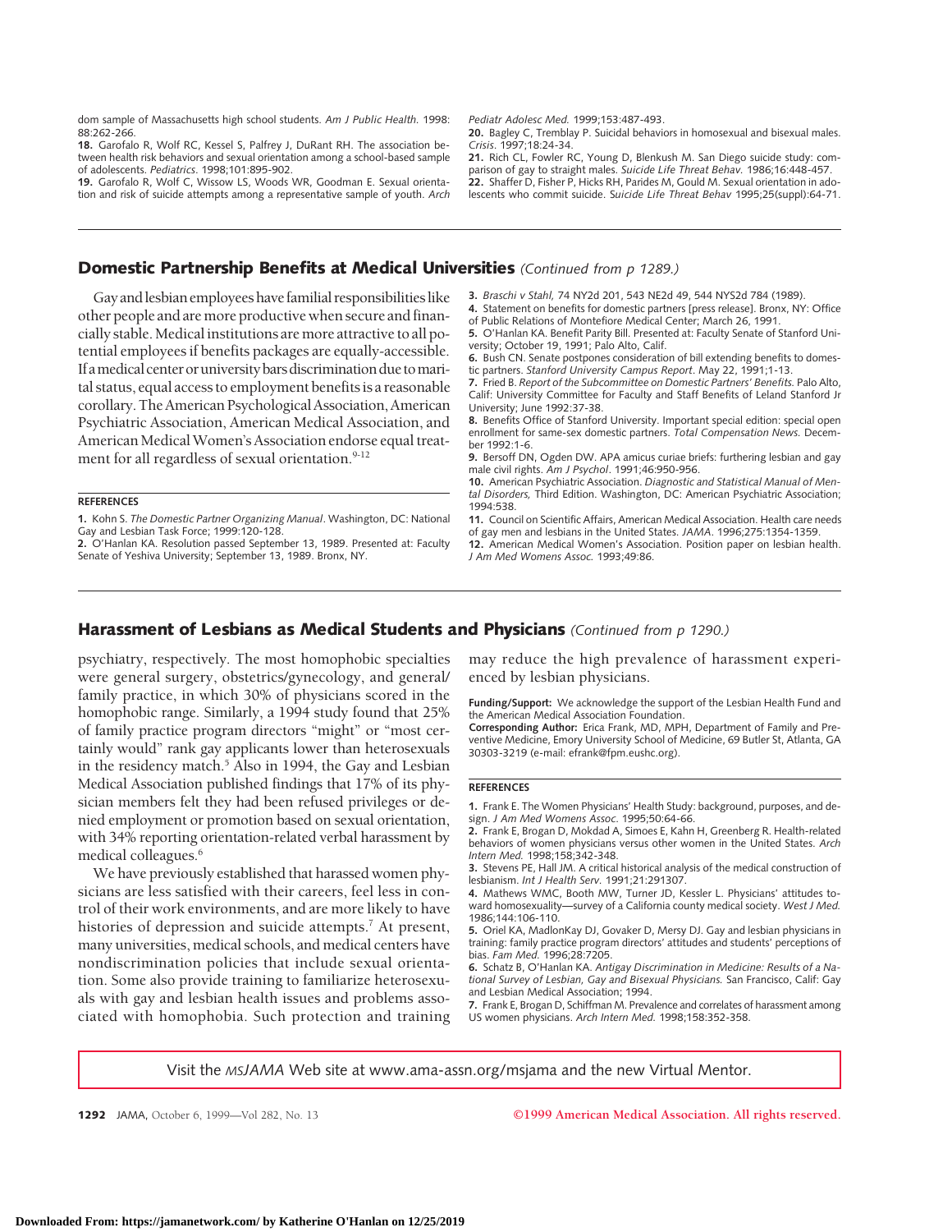dom sample of Massachusetts high school students. *Am J Public Health.* 1998: 88:262-266.

**18.** Garofalo R, Wolf RC, Kessel S, Palfrey J, DuRant RH. The association between health risk behaviors and sexual orientation among a school-based sample of adolescents. *Pediatrics*. 1998;101:895-902.

**19.** Garofalo R, Wolf C, Wissow LS, Woods WR, Goodman E. Sexual orientation and risk of suicide attempts among a representative sample of youth. *Arch Pediatr Adolesc Med.* 1999;153:487-493.

**20.** Bagley C, Tremblay P. Suicidal behaviors in homosexual and bisexual males. *Crisis*. 1997;18:24-34.

**21.** Rich CL, Fowler RC, Young D, Blenkush M. San Diego suicide study: comparison of gay to straight males. *Suicide Life Threat Behav.* 1986;16:448-457.

**22.** Shaffer D, Fisher P, Hicks RH, Parides M, Gould M. Sexual orientation in adolescents who commit suicide. *Suicide Life Threat Behav* 1995;25(suppl):64-71.

## Domestic Partnership Benefits at Medical Universities *(Continued from p 1289.)*

Gay and lesbian employees have familial responsibilities like other people and are more productive when secure and financially stable. Medical institutions are more attractive to all potential employees if benefits packages are equally-accessible. If a medical center or university bars discrimination due to marital status, equal access to employment benefits is a reasonable corollary. The American Psychological Association, American Psychiatric Association, American Medical Association, and American Medical Women's Association endorse equal treatment for all regardless of sexual orientation.[9-12]

### REFERENCES

**1.** Kohn S. *The Domestic Partner Organizing Manual*. Washington, DC: National Gay and Lesbian Task Force; 1999:120-128.

**2.** O'Hanlan KA. Resolution passed September 13, 1989. Presented at: Faculty Senate of Yeshiva University; September 13, 1989. Bronx, NY.

**3.** *Braschi v Stahl,* 74 NY2d 201, 543 NE2d 49, 544 NYS2d 784 (1989).

**4.** Statement on benefits for domestic partners [press release]. Bronx, NY: Office of Public Relations of Montefiore Medical Center; March 26, 1991.

**5.** O'Hanlan KA. Benefit Parity Bill. Presented at: Faculty Senate of Stanford University; October 19, 1991; Palo Alto, Calif.

**6.** Bush CN. Senate postpones consideration of bill extending benefits to domestic partners. *Stanford University Campus Report.* May 22, 1991;1-13.

**7.** Fried B. *Report of the Subcommittee on Domestic Partners' Benefits.* Palo Alto, Calif: University Committee for Faculty and Staff Benefits of Leland Stanford Jr University; June 1992:37-38.

**8.** Benefits Office of Stanford University. Important special edition: special open enrollment for same-sex domestic partners. *Total Compensation News.* December 1992:1-6.

**9.** Bersoff DN, Ogden DW. APA amicus curiae briefs: furthering lesbian and gay male civil rights. *Am J Psychol*. 1991;46:950-956.

**10.** American Psychiatric Association. *Diagnostic and Statistical Manual of Mental Disorders,* Third Edition. Washington, DC: American Psychiatric Association; 1994:538.

**11.** Council on Scientific Affairs, American Medical Association. Health care needs of gay men and lesbians in the United States. *JAMA*. 1996;275:1354-1359.

**12.** American Medical Women's Association. Position paper on lesbian health. *J Am Med Womens Assoc.* 1993;49:86.

## Harassment of Lesbians as Medical Students and Physicians *(Continued from p 1290.)*

psychiatry, respectively. The most homophobic specialties were general surgery, obstetrics/gynecology, and general/family practice, in which 30% of physicians scored in the homophobic range. Similarly, a 1994 study found that 25% of family practice program directors "might" or "most certainly would" rank gay applicants lower than heterosexuals in the residency match.[5] Also in 1994, the Gay and Lesbian Medical Association published findings that 17% of its physician members felt they had been refused privileges or denied employment or promotion based on sexual orientation, with 34% reporting orientation-related verbal harassment by medical colleagues.[6]

We have previously established that harassed women physicians are less satisfied with their careers, feel less in control of their work environments, and are more likely to have histories of depression and suicide attempts.[7] At present, many universities, medical schools, and medical centers have nondiscrimination policies that include sexual orientation. Some also provide training to familiarize heterosexuals with gay and lesbian health issues and problems associated with homophobia. Such protection and training may reduce the high prevalence of harassment experienced by lesbian physicians.

**Funding/Support:** We acknowledge the support of the Lesbian Health Fund and the American Medical Association Foundation.

**Corresponding Author:** Erica Frank, MD, MPH, Department of Family and Preventive Medicine, Emory University School of Medicine, 69 Butler St, Atlanta, GA 30303-3219 (e-mail: efrank@fpm.eushc.org).

### REFERENCES

**1.** Frank E. The Women Physicians' Health Study: background, purposes, and design. *J Am Med Womens Assoc.* 1995;50:64-66.

**2.** Frank E, Brogan D, Mokdad A, Simoes E, Kahn H, Greenberg R. Health-related behaviors of women physicians versus other women in the United States. *Arch Intern Med.* 1998;158;342-348.

**3.** Stevens PE, Hall JM. A critical historical analysis of the medical construction of lesbianism. *Int J Health Serv.* 1991;21:291307.

**4.** Mathews WMC, Booth MW, Turner JD, Kessler L. Physicians' attitudes toward homosexuality—survey of a California county medical society. *West J Med.* 1986;144:106-110.

**5.** Oriel KA, MadlonKay DJ, Govaker D, Mersy DJ. Gay and lesbian physicians in training: family practice program directors' attitudes and students' perceptions of bias. *Fam Med.* 1996;28:7205.

**6.** Schatz B, O'Hanlan KA. *Antigay Discrimination in Medicine: Results of a National Survey of Lesbian, Gay and Bisexual Physicians.* San Francisco, Calif: Gay and Lesbian Medical Association; 1994.

**7.** Frank E, Brogan D, Schiffman M. Prevalence and correlates of harassment among US women physicians. *Arch Intern Med.* 1998;158:352-358.

Visit the *MSJAMA* Web site at www.ama-assn.org/msjama and the new Virtual Mentor.